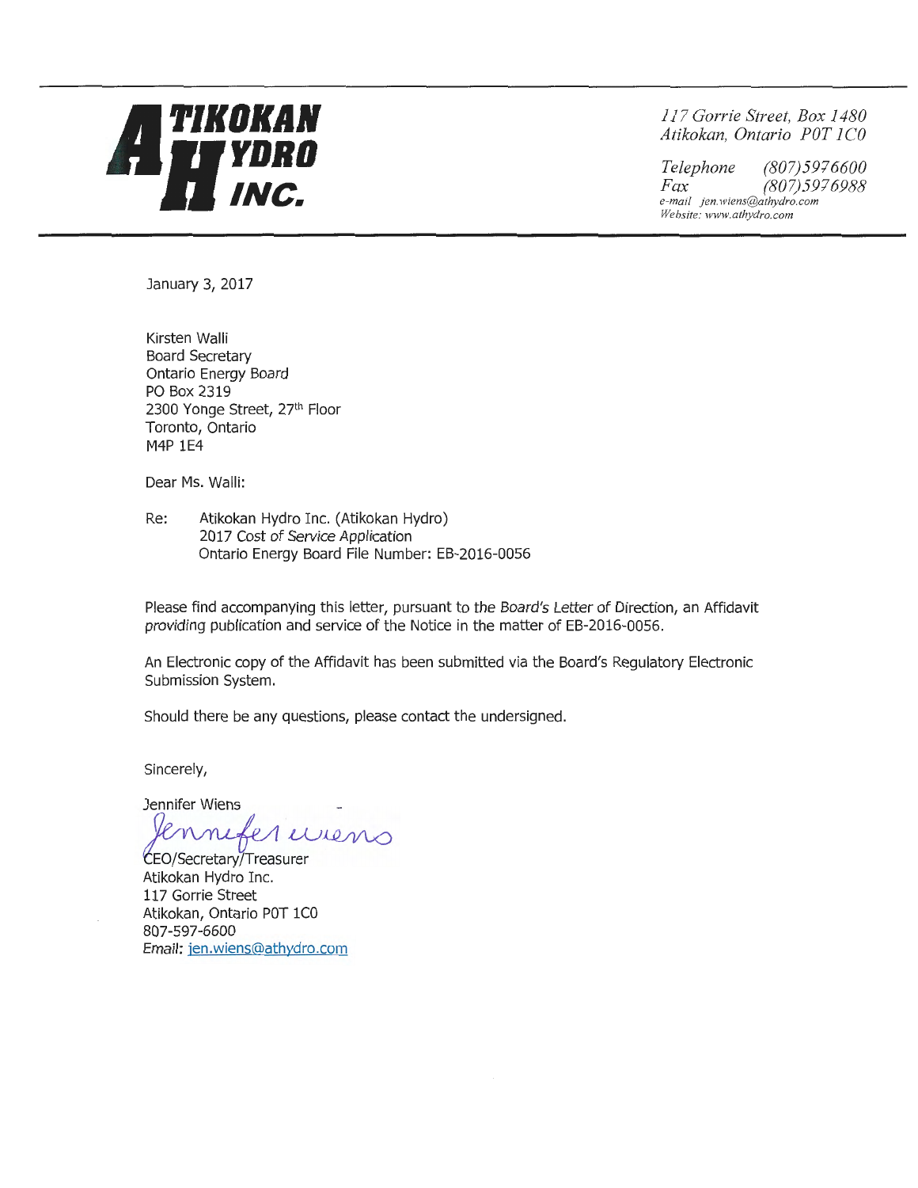**ATIKOKAN HYDRO INC.**

*117 Gorrie Street, Box 1480*
*Atikokan, Ontario P0T 1C0*

*Telephone (807)5976600*
*Fax (807)5976988*
*e-mail jen.wiens@athydro.com*
*Website: www.athydro.com*

January 3, 2017

Kirsten Walli
Board Secretary
Ontario Energy Board
PO Box 2319
2300 Yonge Street, 27th Floor
Toronto, Ontario
M4P 1E4

Dear Ms. Walli:

Re: Atikokan Hydro Inc. (Atikokan Hydro)
2017 Cost of Service Application
Ontario Energy Board File Number: EB-2016-0056

Please find accompanying this letter, pursuant to the Board's Letter of Direction, an Affidavit providing publication and service of the Notice in the matter of EB-2016-0056.

An Electronic copy of the Affidavit has been submitted via the Board's Regulatory Electronic Submission System.

Should there be any questions, please contact the undersigned.

Sincerely,

Jennifer Wiens

*Jennifer Wiens*

CEO/Secretary/Treasurer
Atikokan Hydro Inc.
117 Gorrie Street
Atikokan, Ontario P0T 1C0
807-597-6600
*Email:* jen.wiens@athydro.com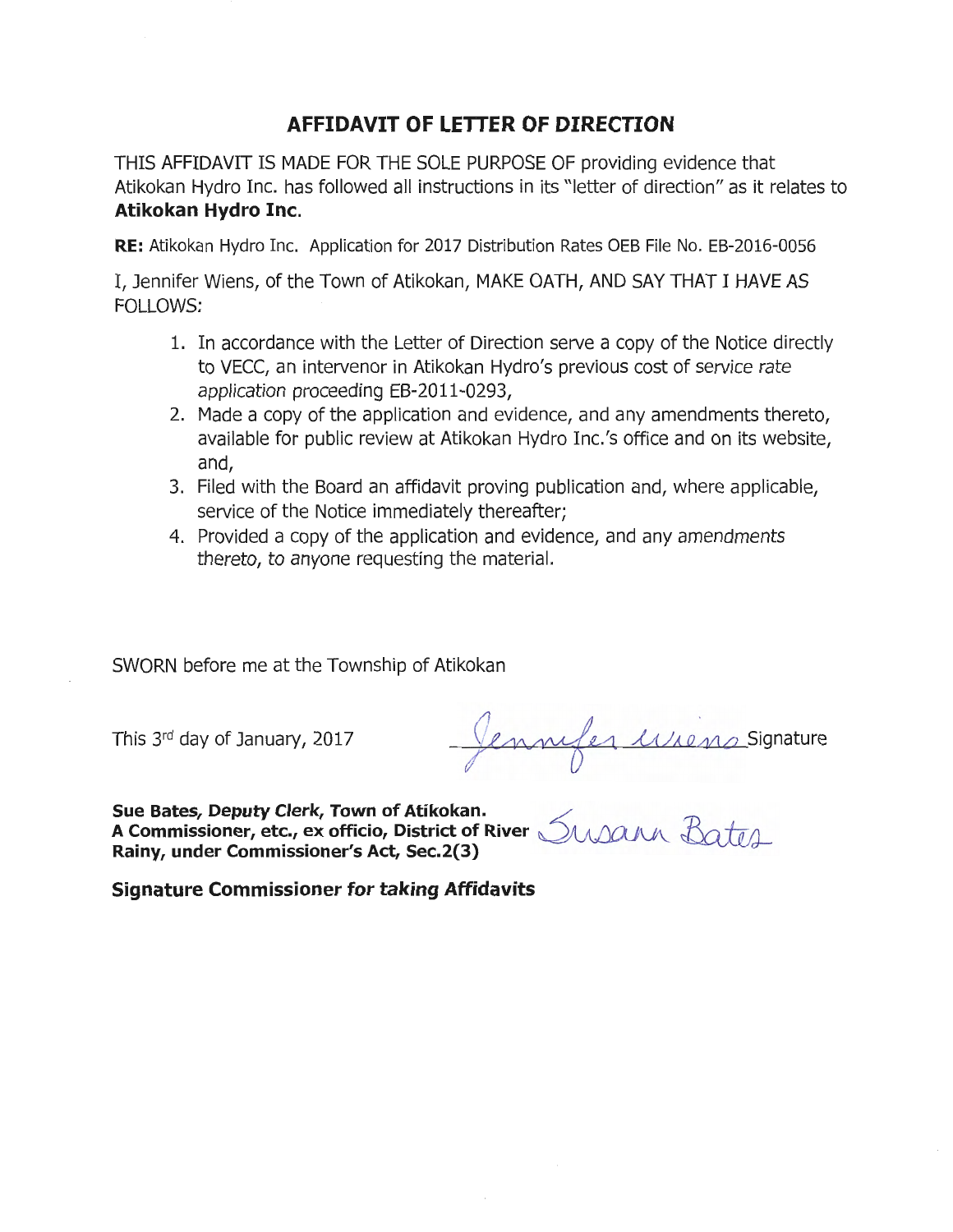# AFFIDAVIT OF LETTER OF DIRECTION

THIS AFFIDAVIT IS MADE FOR THE SOLE PURPOSE OF providing evidence that Atikokan Hydro Inc. has followed all instructions in its "letter of direction" as it relates to **Atikokan Hydro Inc.**

**RE:** Atikokan Hydro Inc. Application for 2017 Distribution Rates OEB File No. EB-2016-0056

I, Jennifer Wiens, of the Town of Atikokan, MAKE OATH, AND SAY THAT I HAVE AS FOLLOWS:

1. In accordance with the Letter of Direction serve a copy of the Notice directly to VECC, an intervenor in Atikokan Hydro's previous cost of service rate application proceeding EB-2011-0293,
2. Made a copy of the application and evidence, and any amendments thereto, available for public review at Atikokan Hydro Inc.'s office and on its website, and,
3. Filed with the Board an affidavit proving publication and, where applicable, service of the Notice immediately thereafter;
4. Provided a copy of the application and evidence, and any amendments thereto, to anyone requesting the material.

SWORN before me at the Township of Atikokan

This 3rd day of January, 2017

Jennifer Wiens Signature

**Sue Bates, Deputy Clerk, Town of Atikokan.**
**A Commissioner, etc., ex officio, District of River Rainy, under Commissioner's Act, Sec.2(3)**

Susann Bates

**Signature Commissioner for taking Affidavits**